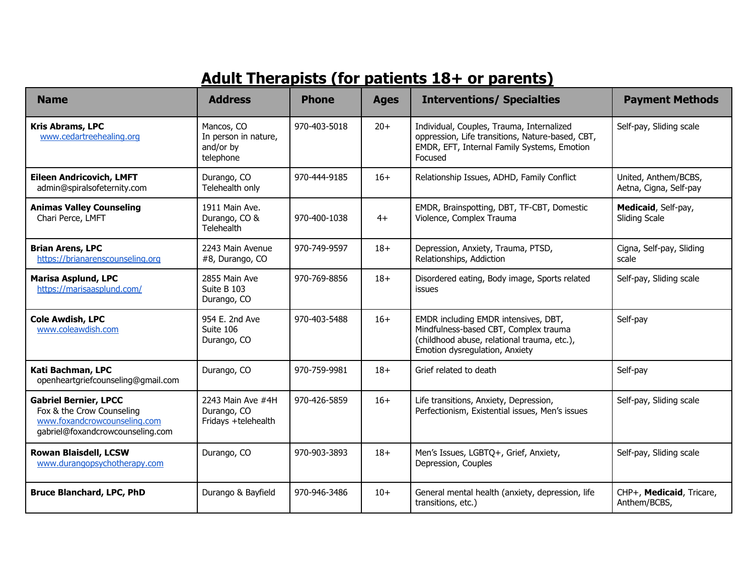# Adult Therapists (for patients 18+ or parents)

| Name | Address | Phone | Ages | Interventions/ Specialties | Payment Methods |
|---|---|---|---|---|---|
| **Kris Abrams, LPC**<br>www.cedartreehealing.org | Mancos, CO<br>In person in nature, and/or by telephone | 970-403-5018 | 20+ | Individual, Couples, Trauma, Internalized oppression, Life transitions, Nature-based, CBT, EMDR, EFT, Internal Family Systems, Emotion Focused | Self-pay, Sliding scale |
| **Eileen Andricovich, LMFT**<br>admin@spiralsofeternity.com | Durango, CO<br>Telehealth only | 970-444-9185 | 16+ | Relationship Issues, ADHD, Family Conflict | United, Anthem/BCBS, Aetna, Cigna, Self-pay |
| **Animas Valley Counseling**<br>Chari Perce, LMFT | 1911 Main Ave.<br>Durango, CO & Telehealth | 970-400-1038 | 4+ | EMDR, Brainspotting, DBT, TF-CBT, Domestic Violence, Complex Trauma | **Medicaid**, Self-pay, Sliding Scale |
| **Brian Arens, LPC**<br>https://brianarenscounseling.org | 2243 Main Avenue #8, Durango, CO | 970-749-9597 | 18+ | Depression, Anxiety, Trauma, PTSD, Relationships, Addiction | Cigna, Self-pay, Sliding scale |
| **Marisa Asplund, LPC**<br>https://marisaasplund.com/ | 2855 Main Ave Suite B 103<br>Durango, CO | 970-769-8856 | 18+ | Disordered eating, Body image, Sports related issues | Self-pay, Sliding scale |
| **Cole Awdish, LPC**<br>www.coleawdish.com | 954 E. 2nd Ave Suite 106<br>Durango, CO | 970-403-5488 | 16+ | EMDR including EMDR intensives, DBT, Mindfulness-based CBT, Complex trauma (childhood abuse, relational trauma, etc.), Emotion dysregulation, Anxiety | Self-pay |
| **Kati Bachman, LPC**<br>openheartgriefcounseling@gmail.com | Durango, CO | 970-759-9981 | 18+ | Grief related to death | Self-pay |
| **Gabriel Bernier, LPCC**<br>Fox & the Crow Counseling<br>www.foxandcrowcounseling.com<br>gabriel@foxandcrowcounseling.com | 2243 Main Ave #4H<br>Durango, CO<br>Fridays +telehealth | 970-426-5859 | 16+ | Life transitions, Anxiety, Depression, Perfectionism, Existential issues, Men's issues | Self-pay, Sliding scale |
| **Rowan Blaisdell, LCSW**<br>www.durangopsychotherapy.com | Durango, CO | 970-903-3893 | 18+ | Men's Issues, LGBTQ+, Grief, Anxiety, Depression, Couples | Self-pay, Sliding scale |
| **Bruce Blanchard, LPC, PhD** | Durango & Bayfield | 970-946-3486 | 10+ | General mental health (anxiety, depression, life transitions, etc.) | CHP+, **Medicaid**, Tricare, Anthem/BCBS, |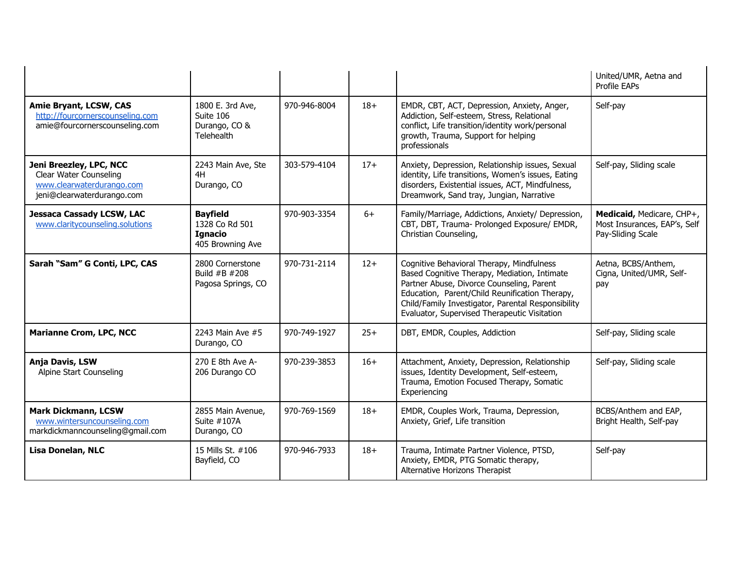| | | | | | |
|---|---|---|---|---|---|
| | | | | | United/UMR, Aetna and Profile EAPs |
| **Amie Bryant, LCSW, CAS**<br>http://fourcornerscounseling.com<br>amie@fourcornerscounseling.com | 1800 E. 3rd Ave, Suite 106<br>Durango, CO & Telehealth | 970-946-8004 | 18+ | EMDR, CBT, ACT, Depression, Anxiety, Anger, Addiction, Self-esteem, Stress, Relational conflict, Life transition/identity work/personal growth, Trauma, Support for helping professionals | Self-pay |
| **Jeni Breezley, LPC, NCC**<br>Clear Water Counseling<br>www.clearwaterdurango.com<br>jeni@clearwaterdurango.com | 2243 Main Ave, Ste 4H<br>Durango, CO | 303-579-4104 | 17+ | Anxiety, Depression, Relationship issues, Sexual identity, Life transitions, Women's issues, Eating disorders, Existential issues, ACT, Mindfulness, Dreamwork, Sand tray, Jungian, Narrative | Self-pay, Sliding scale |
| **Jessaca Cassady LCSW, LAC**<br>www.claritycounseling.solutions | **Bayfield**<br>1328 Co Rd 501<br>**Ignacio**<br>405 Browning Ave | 970-903-3354 | 6+ | Family/Marriage, Addictions, Anxiety/ Depression, CBT, DBT, Trauma- Prolonged Exposure/ EMDR, Christian Counseling, | **Medicaid,** Medicare, CHP+, Most Insurances, EAP's, Self Pay-Sliding Scale |
| **Sarah "Sam" G Conti, LPC, CAS** | 2800 Cornerstone Build #B #208<br>Pagosa Springs, CO | 970-731-2114 | 12+ | Cognitive Behavioral Therapy, Mindfulness Based Cognitive Therapy, Mediation, Intimate Partner Abuse, Divorce Counseling, Parent Education, Parent/Child Reunification Therapy, Child/Family Investigator, Parental Responsibility Evaluator, Supervised Therapeutic Visitation | Aetna, BCBS/Anthem, Cigna, United/UMR, Self-pay |
| **Marianne Crom, LPC, NCC** | 2243 Main Ave #5<br>Durango, CO | 970-749-1927 | 25+ | DBT, EMDR, Couples, Addiction | Self-pay, Sliding scale |
| **Anja Davis, LSW**<br>Alpine Start Counseling | 270 E 8th Ave A-206 Durango CO | 970-239-3853 | 16+ | Attachment, Anxiety, Depression, Relationship issues, Identity Development, Self-esteem, Trauma, Emotion Focused Therapy, Somatic Experiencing | Self-pay, Sliding scale |
| **Mark Dickmann, LCSW**<br>www.wintersuncounseling.com<br>markdickmanncounseling@gmail.com | 2855 Main Avenue, Suite #107A<br>Durango, CO | 970-769-1569 | 18+ | EMDR, Couples Work, Trauma, Depression, Anxiety, Grief, Life transition | BCBS/Anthem and EAP, Bright Health, Self-pay |
| **Lisa Donelan, NLC** | 15 Mills St. #106<br>Bayfield, CO | 970-946-7933 | 18+ | Trauma, Intimate Partner Violence, PTSD, Anxiety, EMDR, PTG Somatic therapy, Alternative Horizons Therapist | Self-pay |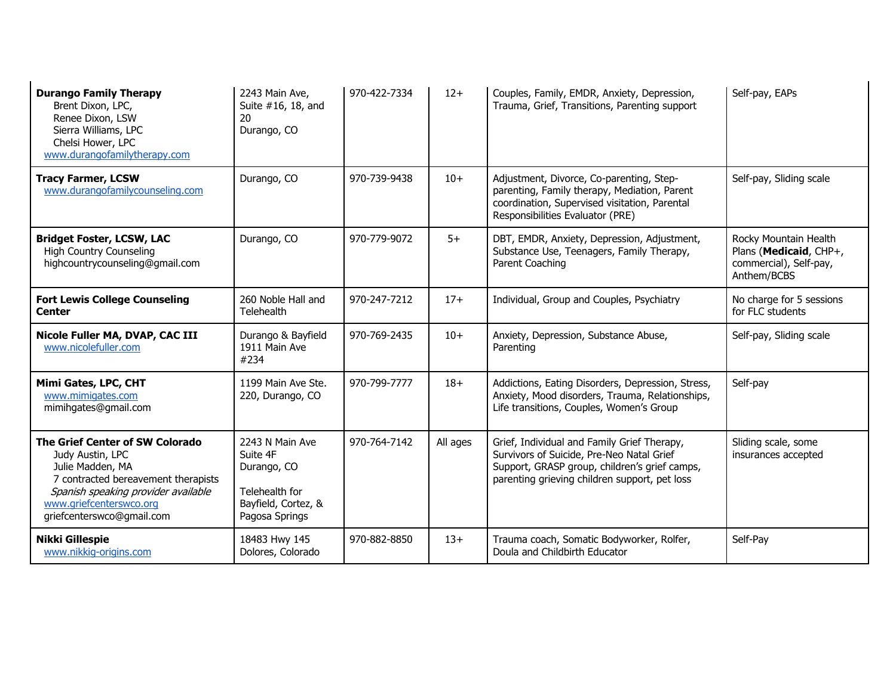| | | | | | |
|---|---|---|---|---|---|
| **Durango Family Therapy**<br>Brent Dixon, LPC,<br>Renee Dixon, LSW<br>Sierra Williams, LPC<br>Chelsi Hower, LPC<br>www.durangofamilytherapy.com | 2243 Main Ave, Suite #16, 18, and 20<br>Durango, CO | 970-422-7334 | 12+ | Couples, Family, EMDR, Anxiety, Depression, Trauma, Grief, Transitions, Parenting support | Self-pay, EAPs |
| **Tracy Farmer, LCSW**<br>www.durangofamilycounseling.com | Durango, CO | 970-739-9438 | 10+ | Adjustment, Divorce, Co-parenting, Step-parenting, Family therapy, Mediation, Parent coordination, Supervised visitation, Parental Responsibilities Evaluator (PRE) | Self-pay, Sliding scale |
| **Bridget Foster, LCSW, LAC**<br>High Country Counseling<br>highcountrycounseling@gmail.com | Durango, CO | 970-779-9072 | 5+ | DBT, EMDR, Anxiety, Depression, Adjustment, Substance Use, Teenagers, Family Therapy, Parent Coaching | Rocky Mountain Health Plans (**Medicaid**, CHP+, commercial), Self-pay, Anthem/BCBS |
| **Fort Lewis College Counseling Center** | 260 Noble Hall and Telehealth | 970-247-7212 | 17+ | Individual, Group and Couples, Psychiatry | No charge for 5 sessions for FLC students |
| **Nicole Fuller MA, DVAP, CAC III**<br>www.nicolefuller.com | Durango & Bayfield<br>1911 Main Ave #234 | 970-769-2435 | 10+ | Anxiety, Depression, Substance Abuse, Parenting | Self-pay, Sliding scale |
| **Mimi Gates, LPC, CHT**<br>www.mimigates.com<br>mimihgates@gmail.com | 1199 Main Ave Ste. 220, Durango, CO | 970-799-7777 | 18+ | Addictions, Eating Disorders, Depression, Stress, Anxiety, Mood disorders, Trauma, Relationships, Life transitions, Couples, Women's Group | Self-pay |
| **The Grief Center of SW Colorado**<br>Judy Austin, LPC<br>Julie Madden, MA<br>7 contracted bereavement therapists<br>*Spanish speaking provider available*<br>www.griefcenterswco.org<br>griefcenterswco@gmail.com | 2243 N Main Ave Suite 4F<br>Durango, CO<br><br>Telehealth for Bayfield, Cortez, & Pagosa Springs | 970-764-7142 | All ages | Grief, Individual and Family Grief Therapy, Survivors of Suicide, Pre-Neo Natal Grief Support, GRASP group, children's grief camps, parenting grieving children support, pet loss | Sliding scale, some insurances accepted |
| **Nikki Gillespie**<br>www.nikkig-origins.com | 18483 Hwy 145<br>Dolores, Colorado | 970-882-8850 | 13+ | Trauma coach, Somatic Bodyworker, Rolfer, Doula and Childbirth Educator | Self-Pay |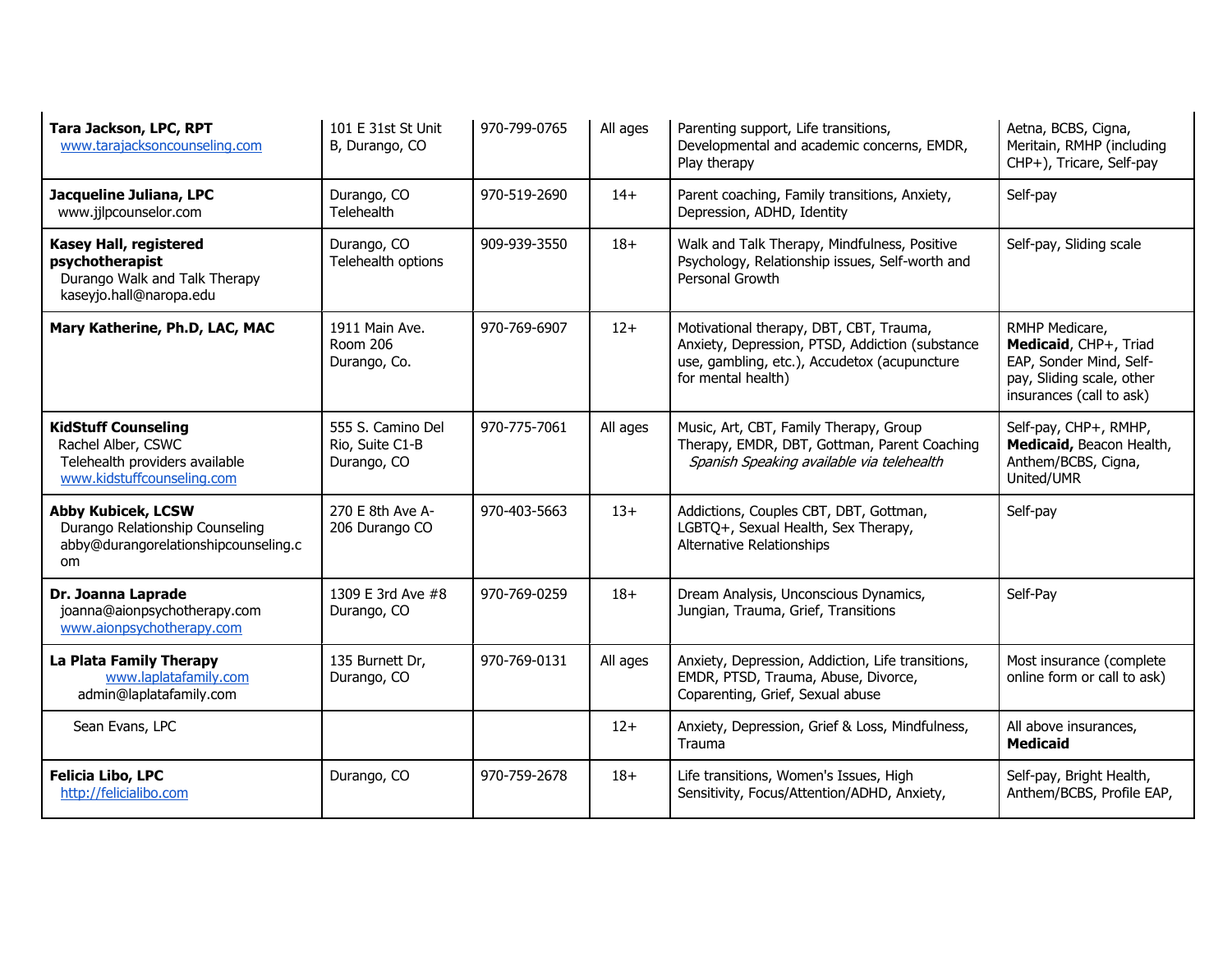| **Tara Jackson, LPC, RPT** www.tarajacksoncounseling.com | 101 E 31st St Unit B, Durango, CO | 970-799-0765 | All ages | Parenting support, Life transitions, Developmental and academic concerns, EMDR, Play therapy | Aetna, BCBS, Cigna, Meritain, RMHP (including CHP+), Tricare, Self-pay |
|---|---|---|---|---|---|
| **Jacqueline Juliana, LPC** www.jjlpcounselor.com | Durango, CO Telehealth | 970-519-2690 | 14+ | Parent coaching, Family transitions, Anxiety, Depression, ADHD, Identity | Self-pay |
| **Kasey Hall, registered psychotherapist** Durango Walk and Talk Therapy kaseyjo.hall@naropa.edu | Durango, CO Telehealth options | 909-939-3550 | 18+ | Walk and Talk Therapy, Mindfulness, Positive Psychology, Relationship issues, Self-worth and Personal Growth | Self-pay, Sliding scale |
| **Mary Katherine, Ph.D, LAC, MAC** | 1911 Main Ave. Room 206 Durango, Co. | 970-769-6907 | 12+ | Motivational therapy, DBT, CBT, Trauma, Anxiety, Depression, PTSD, Addiction (substance use, gambling, etc.), Accudetox (acupuncture for mental health) | RMHP Medicare, **Medicaid**, CHP+, Triad EAP, Sonder Mind, Self-pay, Sliding scale, other insurances (call to ask) |
| **KidStuff Counseling** Rachel Alber, CSWC Telehealth providers available www.kidstuffcounseling.com | 555 S. Camino Del Rio, Suite C1-B Durango, CO | 970-775-7061 | All ages | Music, Art, CBT, Family Therapy, Group Therapy, EMDR, DBT, Gottman, Parent Coaching *Spanish Speaking available via telehealth* | Self-pay, CHP+, RMHP, **Medicaid,** Beacon Health, Anthem/BCBS, Cigna, United/UMR |
| **Abby Kubicek, LCSW** Durango Relationship Counseling abby@durangorelationshipcounseling.com | 270 E 8th Ave A-206 Durango CO | 970-403-5663 | 13+ | Addictions, Couples CBT, DBT, Gottman, LGBTQ+, Sexual Health, Sex Therapy, Alternative Relationships | Self-pay |
| **Dr. Joanna Laprade** joanna@aionpsychotherapy.com www.aionpsychotherapy.com | 1309 E 3rd Ave #8 Durango, CO | 970-769-0259 | 18+ | Dream Analysis, Unconscious Dynamics, Jungian, Trauma, Grief, Transitions | Self-Pay |
| **La Plata Family Therapy** www.laplatafamily.com admin@laplatafamily.com | 135 Burnett Dr, Durango, CO | 970-769-0131 | All ages | Anxiety, Depression, Addiction, Life transitions, EMDR, PTSD, Trauma, Abuse, Divorce, Coparenting, Grief, Sexual abuse | Most insurance (complete online form or call to ask) |
| Sean Evans, LPC | | | 12+ | Anxiety, Depression, Grief & Loss, Mindfulness, Trauma | All above insurances, **Medicaid** |
| **Felicia Libo, LPC** http://felicialibo.com | Durango, CO | 970-759-2678 | 18+ | Life transitions, Women's Issues, High Sensitivity, Focus/Attention/ADHD, Anxiety, | Self-pay, Bright Health, Anthem/BCBS, Profile EAP, |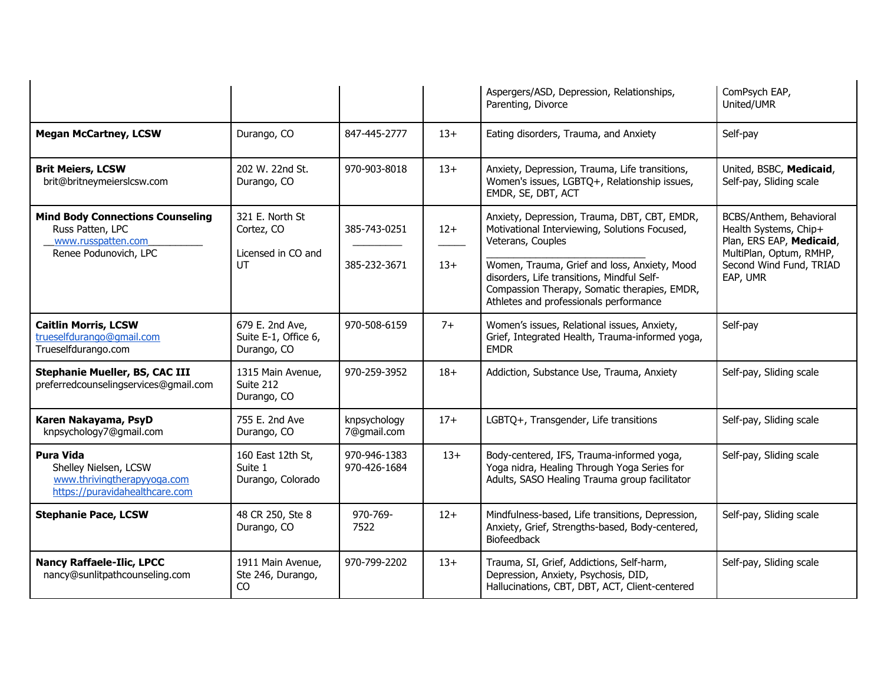| | | | | | |
|---|---|---|---|---|---|
| | | | | Aspergers/ASD, Depression, Relationships, Parenting, Divorce | ComPsych EAP, United/UMR |
| **Megan McCartney, LCSW** | Durango, CO | 847-445-2777 | 13+ | Eating disorders, Trauma, and Anxiety | Self-pay |
| **Brit Meiers, LCSW**<br>brit@britneymeierslcsw.com | 202 W. 22nd St.<br>Durango, CO | 970-903-8018 | 13+ | Anxiety, Depression, Trauma, Life transitions, Women's issues, LGBTQ+, Relationship issues, EMDR, SE, DBT, ACT | United, BSBC, **Medicaid**, Self-pay, Sliding scale |
| **Mind Body Connections Counseling**<br>Russ Patten, LPC<br>www.russpatten.com<br>Renee Podunovich, LPC | 321 E. North St<br>Cortez, CO<br><br>Licensed in CO and UT | 385-743-0251<br>_________<br>385-232-3671 | 12+<br>_____<br>13+ | Anxiety, Depression, Trauma, DBT, CBT, EMDR, Motivational Interviewing, Solutions Focused, Veterans, Couples<br>_________________________<br>Women, Trauma, Grief and loss, Anxiety, Mood disorders, Life transitions, Mindful Self-Compassion Therapy, Somatic therapies, EMDR, Athletes and professionals performance | BCBS/Anthem, Behavioral Health Systems, Chip+ Plan, ERS EAP, **Medicaid**, MultiPlan, Optum, RMHP, Second Wind Fund, TRIAD EAP, UMR |
| **Caitlin Morris, LCSW**<br>trueselfdurango@gmail.com<br>Trueselfdurango.com | 679 E. 2nd Ave, Suite E-1, Office 6, Durango, CO | 970-508-6159 | 7+ | Women's issues, Relational issues, Anxiety, Grief, Integrated Health, Trauma-informed yoga, EMDR | Self-pay |
| **Stephanie Mueller, BS, CAC III**<br>preferredcounselingservices@gmail.com | 1315 Main Avenue, Suite 212<br>Durango, CO | 970-259-3952 | 18+ | Addiction, Substance Use, Trauma, Anxiety | Self-pay, Sliding scale |
| **Karen Nakayama, PsyD**<br>knpsychology7@gmail.com | 755 E. 2nd Ave<br>Durango, CO | knpsychology7@gmail.com | 17+ | LGBTQ+, Transgender, Life transitions | Self-pay, Sliding scale |
| **Pura Vida**<br>Shelley Nielsen, LCSW<br>www.thrivingtherapyyoga.com<br>https://puravidahealthcare.com | 160 East 12th St, Suite 1<br>Durango, Colorado | 970-946-1383<br>970-426-1684 | 13+ | Body-centered, IFS, Trauma-informed yoga, Yoga nidra, Healing Through Yoga Series for Adults, SASO Healing Trauma group facilitator | Self-pay, Sliding scale |
| **Stephanie Pace, LCSW** | 48 CR 250, Ste 8<br>Durango, CO | 970-769-7522 | 12+ | Mindfulness-based, Life transitions, Depression, Anxiety, Grief, Strengths-based, Body-centered, Biofeedback | Self-pay, Sliding scale |
| **Nancy Raffaele-Ilic, LPCC**<br>nancy@sunlitpathcounseling.com | 1911 Main Avenue, Ste 246, Durango, CO | 970-799-2202 | 13+ | Trauma, SI, Grief, Addictions, Self-harm, Depression, Anxiety, Psychosis, DID, Hallucinations, CBT, DBT, ACT, Client-centered | Self-pay, Sliding scale |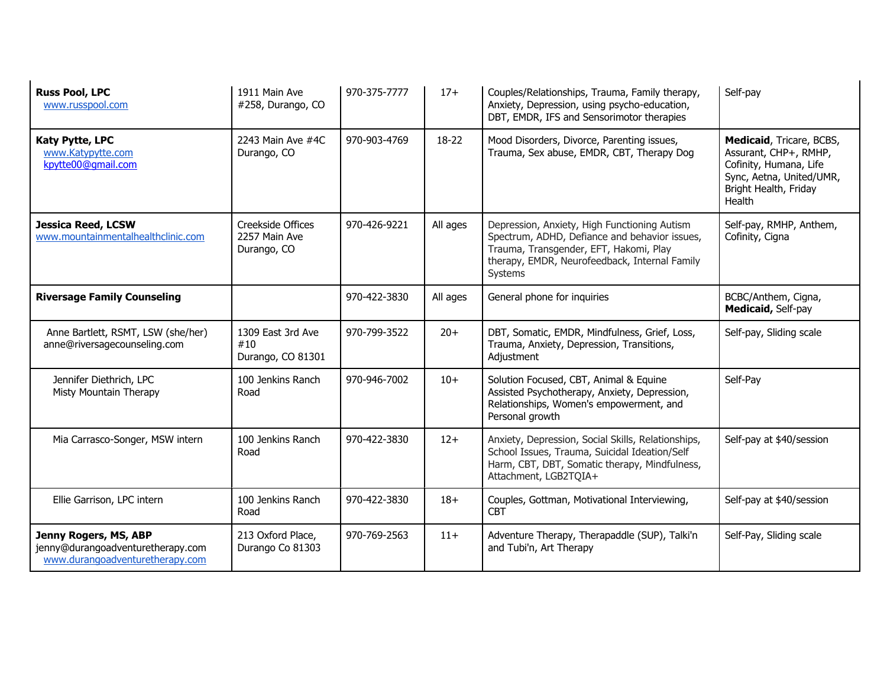| | | | | | |
|---|---|---|---|---|---|
| **Russ Pool, LPC**<br>www.russpool.com | 1911 Main Ave #258, Durango, CO | 970-375-7777 | 17+ | Couples/Relationships, Trauma, Family therapy, Anxiety, Depression, using psycho-education, DBT, EMDR, IFS and Sensorimotor therapies | Self-pay |
| **Katy Pytte, LPC**<br>www.Katypytte.com<br>kpytte00@gmail.com | 2243 Main Ave #4C Durango, CO | 970-903-4769 | 18-22 | Mood Disorders, Divorce, Parenting issues, Trauma, Sex abuse, EMDR, CBT, Therapy Dog | **Medicaid**, Tricare, BCBS, Assurant, CHP+, RMHP, Cofinity, Humana, Life Sync, Aetna, United/UMR, Bright Health, Friday Health |
| **Jessica Reed, LCSW**<br>www.mountainmentalhealthclinic.com | Creekside Offices 2257 Main Ave Durango, CO | 970-426-9221 | All ages | Depression, Anxiety, High Functioning Autism Spectrum, ADHD, Defiance and behavior issues, Trauma, Transgender, EFT, Hakomi, Play therapy, EMDR, Neurofeedback, Internal Family Systems | Self-pay, RMHP, Anthem, Cofinity, Cigna |
| **Riversage Family Counseling** | | 970-422-3830 | All ages | General phone for inquiries | BCBC/Anthem, Cigna, **Medicaid,** Self-pay |
| Anne Bartlett, RSMT, LSW (she/her)<br>anne@riversagecounseling.com | 1309 East 3rd Ave #10<br>Durango, CO 81301 | 970-799-3522 | 20+ | DBT, Somatic, EMDR, Mindfulness, Grief, Loss, Trauma, Anxiety, Depression, Transitions, Adjustment | Self-pay, Sliding scale |
| Jennifer Diethrich, LPC<br>Misty Mountain Therapy | 100 Jenkins Ranch Road | 970-946-7002 | 10+ | Solution Focused, CBT, Animal & Equine Assisted Psychotherapy, Anxiety, Depression, Relationships, Women's empowerment, and Personal growth | Self-Pay |
| Mia Carrasco-Songer, MSW intern | 100 Jenkins Ranch Road | 970-422-3830 | 12+ | Anxiety, Depression, Social Skills, Relationships, School Issues, Trauma, Suicidal Ideation/Self Harm, CBT, DBT, Somatic therapy, Mindfulness, Attachment, LGB2TQIA+ | Self-pay at $40/session |
| Ellie Garrison, LPC intern | 100 Jenkins Ranch Road | 970-422-3830 | 18+ | Couples, Gottman, Motivational Interviewing, CBT | Self-pay at $40/session |
| **Jenny Rogers, MS, ABP**<br>jenny@durangoadventuretherapy.com<br>www.durangoadventuretherapy.com | 213 Oxford Place, Durango Co 81303 | 970-769-2563 | 11+ | Adventure Therapy, Therapaddle (SUP), Talki'n and Tubi'n, Art Therapy | Self-Pay, Sliding scale |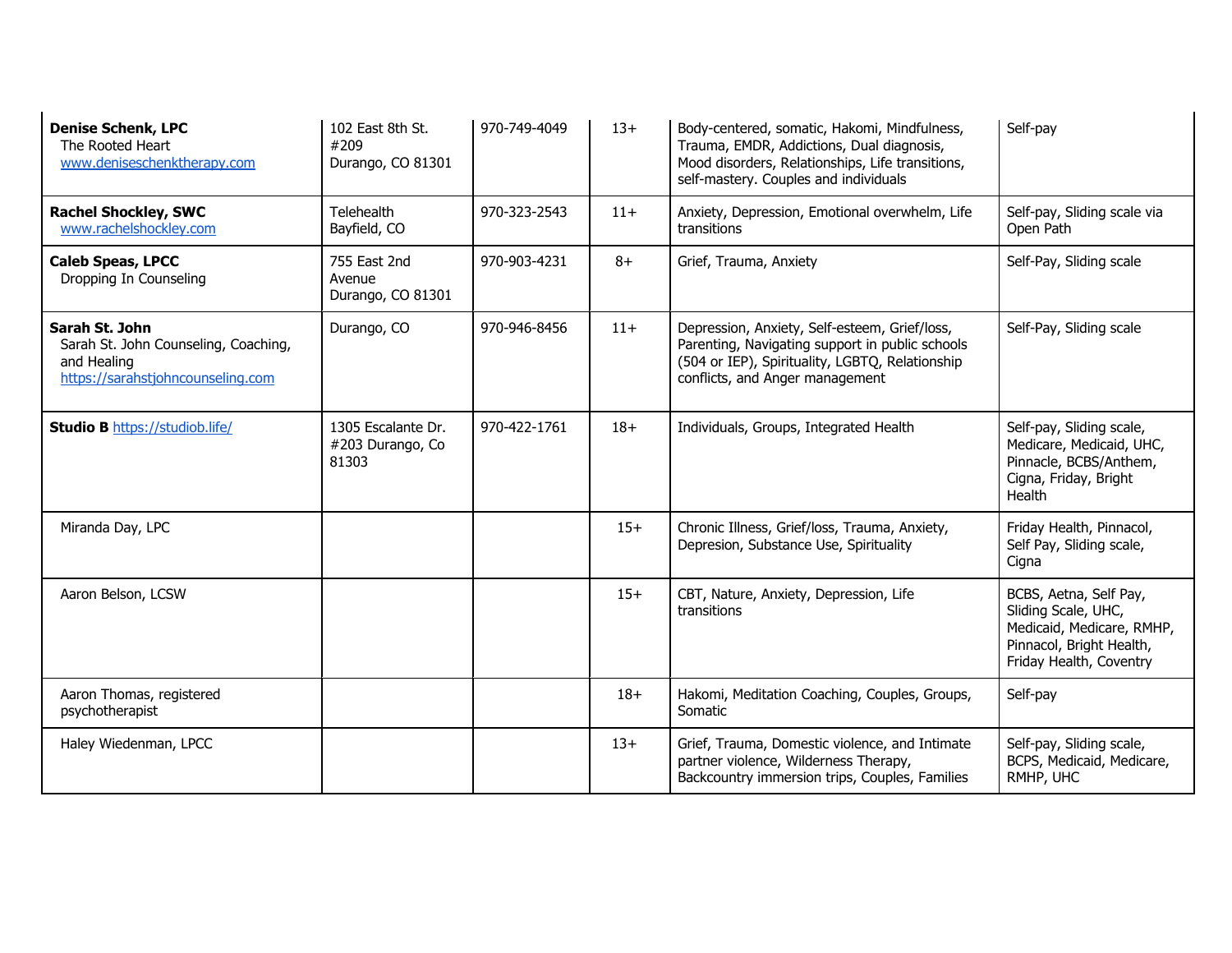| | | | | | |
|---|---|---|---|---|---|
| **Denise Schenk, LPC**<br>The Rooted Heart<br>www.deniseschenktherapy.com | 102 East 8th St. #209<br>Durango, CO 81301 | 970-749-4049 | 13+ | Body-centered, somatic, Hakomi, Mindfulness, Trauma, EMDR, Addictions, Dual diagnosis, Mood disorders, Relationships, Life transitions, self-mastery. Couples and individuals | Self-pay |
| **Rachel Shockley, SWC**<br>www.rachelshockley.com | Telehealth<br>Bayfield, CO | 970-323-2543 | 11+ | Anxiety, Depression, Emotional overwhelm, Life transitions | Self-pay, Sliding scale via Open Path |
| **Caleb Speas, LPCC**<br>Dropping In Counseling | 755 East 2nd Avenue<br>Durango, CO 81301 | 970-903-4231 | 8+ | Grief, Trauma, Anxiety | Self-Pay, Sliding scale |
| **Sarah St. John**<br>Sarah St. John Counseling, Coaching, and Healing<br>https://sarahstjohncounseling.com | Durango, CO | 970-946-8456 | 11+ | Depression, Anxiety, Self-esteem, Grief/loss, Parenting, Navigating support in public schools (504 or IEP), Spirituality, LGBTQ, Relationship conflicts, and Anger management | Self-Pay, Sliding scale |
| **Studio B** https://studiob.life/ | 1305 Escalante Dr. #203 Durango, Co 81303 | 970-422-1761 | 18+ | Individuals, Groups, Integrated Health | Self-pay, Sliding scale, Medicare, Medicaid, UHC, Pinnacle, BCBS/Anthem, Cigna, Friday, Bright Health |
| Miranda Day, LPC | | | 15+ | Chronic Illness, Grief/loss, Trauma, Anxiety, Depresion, Substance Use, Spirituality | Friday Health, Pinnacol, Self Pay, Sliding scale, Cigna |
| Aaron Belson, LCSW | | | 15+ | CBT, Nature, Anxiety, Depression, Life transitions | BCBS, Aetna, Self Pay, Sliding Scale, UHC, Medicaid, Medicare, RMHP, Pinnacol, Bright Health, Friday Health, Coventry |
| Aaron Thomas, registered psychotherapist | | | 18+ | Hakomi, Meditation Coaching, Couples, Groups, Somatic | Self-pay |
| Haley Wiedenman, LPCC | | | 13+ | Grief, Trauma, Domestic violence, and Intimate partner violence, Wilderness Therapy, Backcountry immersion trips, Couples, Families | Self-pay, Sliding scale, BCPS, Medicaid, Medicare, RMHP, UHC |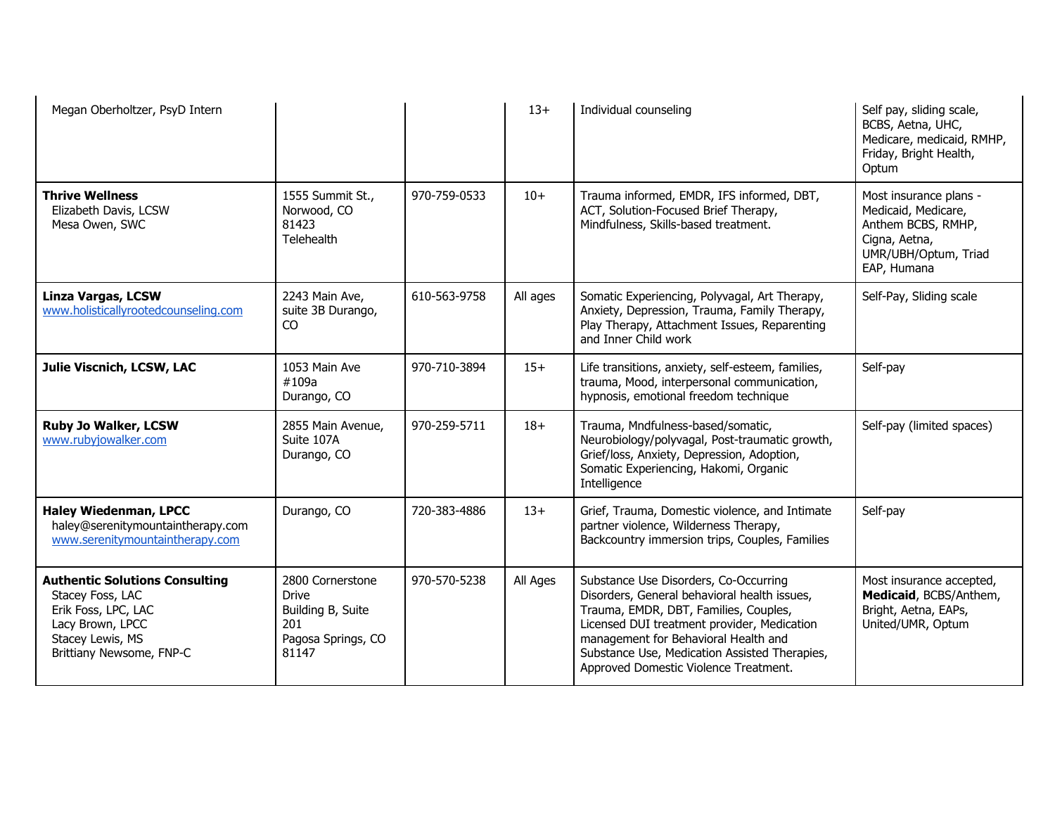| | | | | | |
|---|---|---|---|---|---|
| Megan Oberholtzer, PsyD Intern | | | 13+ | Individual counseling | Self pay, sliding scale, BCBS, Aetna, UHC, Medicare, medicaid, RMHP, Friday, Bright Health, Optum |
| **Thrive Wellness**<br>Elizabeth Davis, LCSW<br>Mesa Owen, SWC | 1555 Summit St., Norwood, CO 81423<br>Telehealth | 970-759-0533 | 10+ | Trauma informed, EMDR, IFS informed, DBT, ACT, Solution-Focused Brief Therapy, Mindfulness, Skills-based treatment. | Most insurance plans - Medicaid, Medicare, Anthem BCBS, RMHP, Cigna, Aetna, UMR/UBH/Optum, Triad EAP, Humana |
| **Linza Vargas, LCSW**<br>www.holisticallyrootedcounseling.com | 2243 Main Ave, suite 3B Durango, CO | 610-563-9758 | All ages | Somatic Experiencing, Polyvagal, Art Therapy, Anxiety, Depression, Trauma, Family Therapy, Play Therapy, Attachment Issues, Reparenting and Inner Child work | Self-Pay, Sliding scale |
| **Julie Viscnich, LCSW, LAC** | 1053 Main Ave #109a<br>Durango, CO | 970-710-3894 | 15+ | Life transitions, anxiety, self-esteem, families, trauma, Mood, interpersonal communication, hypnosis, emotional freedom technique | Self-pay |
| **Ruby Jo Walker, LCSW**<br>www.rubyjowalker.com | 2855 Main Avenue, Suite 107A<br>Durango, CO | 970-259-5711 | 18+ | Trauma, Mndfulness-based/somatic, Neurobiology/polyvagal, Post-traumatic growth, Grief/loss, Anxiety, Depression, Adoption, Somatic Experiencing, Hakomi, Organic Intelligence | Self-pay (limited spaces) |
| **Haley Wiedenman, LPCC**<br>haley@serenitymountaintherapy.com<br>www.serenitymountaintherapy.com | Durango, CO | 720-383-4886 | 13+ | Grief, Trauma, Domestic violence, and Intimate partner violence, Wilderness Therapy, Backcountry immersion trips, Couples, Families | Self-pay |
| **Authentic Solutions Consulting**<br>Stacey Foss, LAC<br>Erik Foss, LPC, LAC<br>Lacy Brown, LPCC<br>Stacey Lewis, MS<br>Brittiany Newsome, FNP-C | 2800 Cornerstone Drive<br>Building B, Suite 201<br>Pagosa Springs, CO 81147 | 970-570-5238 | All Ages | Substance Use Disorders, Co-Occurring Disorders, General behavioral health issues, Trauma, EMDR, DBT, Families, Couples, Licensed DUI treatment provider, Medication management for Behavioral Health and Substance Use, Medication Assisted Therapies, Approved Domestic Violence Treatment. | Most insurance accepted, **Medicaid**, BCBS/Anthem, Bright, Aetna, EAPs, United/UMR, Optum |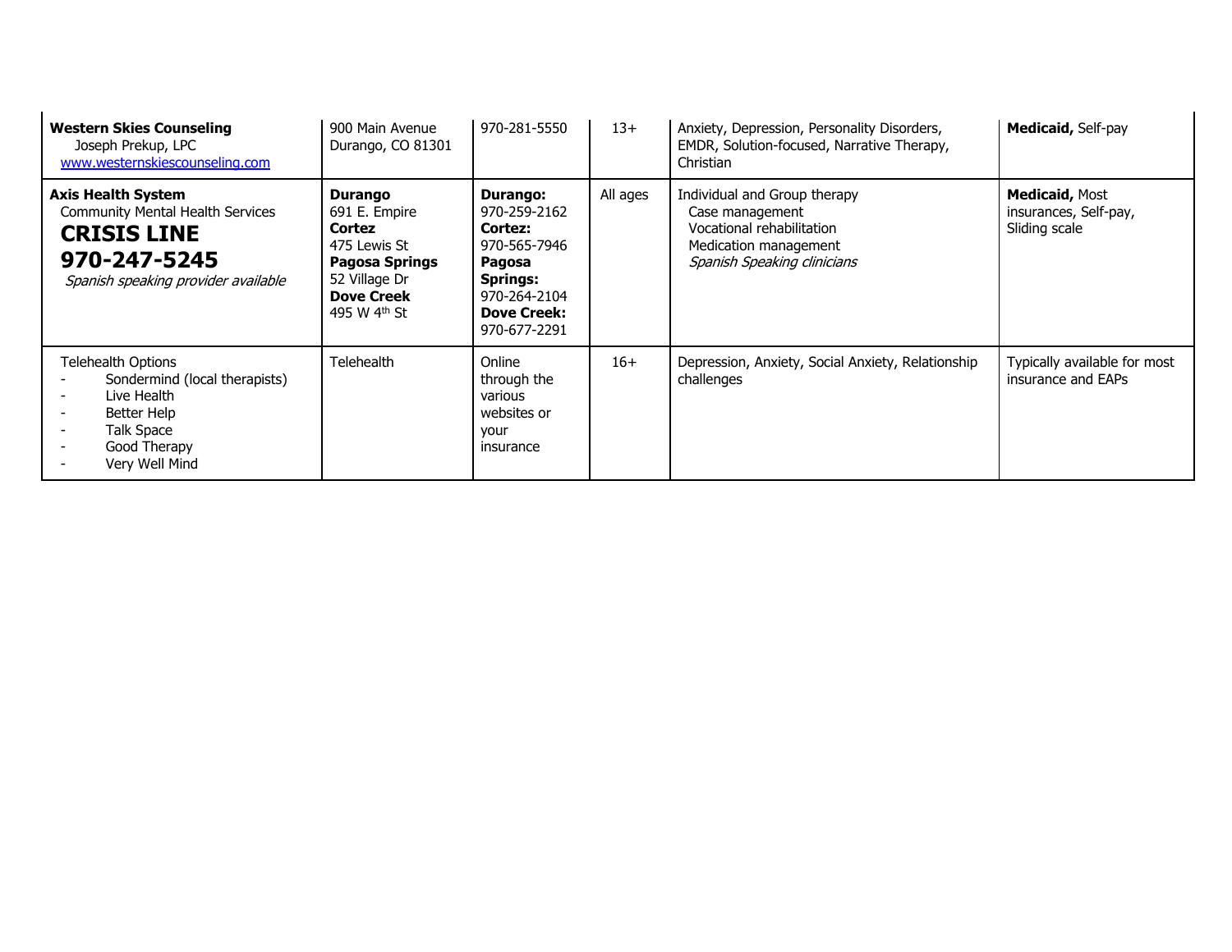| | | | | | |
|---|---|---|---|---|---|
| **Western Skies Counseling**<br>Joseph Prekup, LPC<br>www.westernskiescounseling.com | 900 Main Avenue<br>Durango, CO 81301 | 970-281-5550 | 13+ | Anxiety, Depression, Personality Disorders, EMDR, Solution-focused, Narrative Therapy, Christian | **Medicaid,** Self-pay |
| **Axis Health System**<br>Community Mental Health Services<br>**CRISIS LINE**<br>**970-247-5245**<br>*Spanish speaking provider available* | **Durango**<br>691 E. Empire<br>**Cortez**<br>475 Lewis St<br>**Pagosa Springs**<br>52 Village Dr<br>**Dove Creek**<br>495 W 4th St | **Durango:**<br>970-259-2162<br>**Cortez:**<br>970-565-7946<br>**Pagosa Springs:**<br>970-264-2104<br>**Dove Creek:**<br>970-677-2291 | All ages | Individual and Group therapy<br>Case management<br>Vocational rehabilitation<br>Medication management<br>*Spanish Speaking clinicians* | **Medicaid,** Most insurances, Self-pay, Sliding scale |
| Telehealth Options<br>- Sondermind (local therapists)<br>- Live Health<br>- Better Help<br>- Talk Space<br>- Good Therapy<br>- Very Well Mind | Telehealth | Online through the various websites or your insurance | 16+ | Depression, Anxiety, Social Anxiety, Relationship challenges | Typically available for most insurance and EAPs |